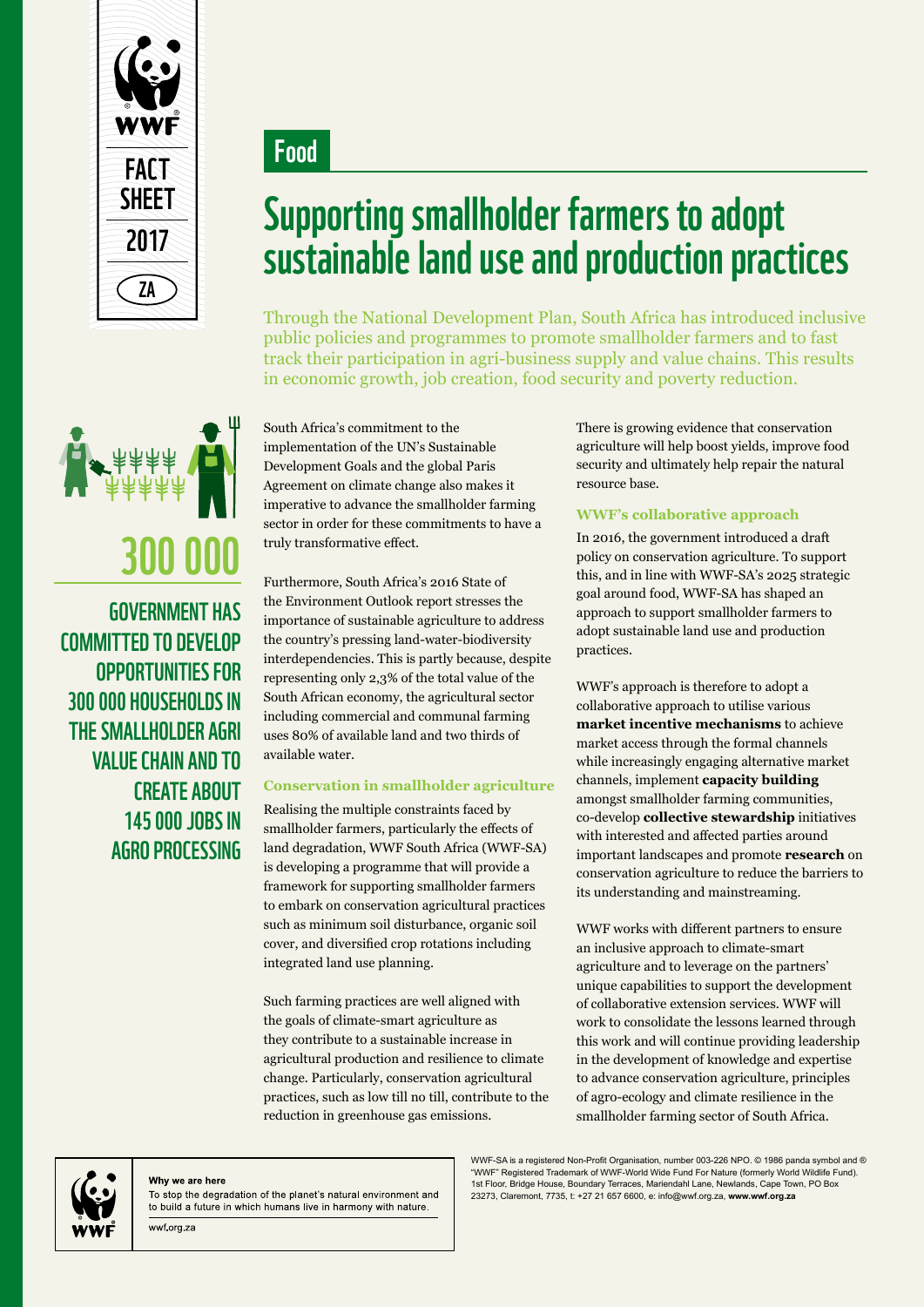WWF

FACT SHEET 2017

ZA

# Food

## Supporting smallholder farmers to adopt sustainable land use and production practices

Through the National Development Plan, South Africa has introduced inclusive public policies and programmes to promote smallholder farmers and to fast track their participation in agri-business supply and value chains. This results in economic growth, job creation, food security and poverty reduction.

**300 000**

**GOVERNMENT HAS COMMITTED TO DEVELOP OPPORTUNITIES FOR 300 000 HOUSEHOLDS IN THE SMALLHOLDER AGRI VALUE CHAIN AND TO CREATE ABOUT 145 000 JOBS IN AGRO PROCESSING**

South Africa's commitment to the implementation of the UN's Sustainable Development Goals and the global Paris Agreement on climate change also makes it imperative to advance the smallholder farming sector in order for these commitments to have a truly transformative effect.

Furthermore, South Africa's 2016 State of the Environment Outlook report stresses the importance of sustainable agriculture to address the country's pressing land-water-biodiversity interdependencies. This is partly because, despite representing only 2,3% of the total value of the South African economy, the agricultural sector including commercial and communal farming uses 80% of available land and two thirds of available water.

### Conservation in smallholder agriculture

Realising the multiple constraints faced by smallholder farmers, particularly the effects of land degradation, WWF South Africa (WWF-SA) is developing a programme that will provide a framework for supporting smallholder farmers to embark on conservation agricultural practices such as minimum soil disturbance, organic soil cover, and diversified crop rotations including integrated land use planning.

Such farming practices are well aligned with the goals of climate-smart agriculture as they contribute to a sustainable increase in agricultural production and resilience to climate change. Particularly, conservation agricultural practices, such as low till no till, contribute to the reduction in greenhouse gas emissions.

There is growing evidence that conservation agriculture will help boost yields, improve food security and ultimately help repair the natural resource base.

### WWF's collaborative approach

In 2016, the government introduced a draft policy on conservation agriculture. To support this, and in line with WWF-SA's 2025 strategic goal around food, WWF-SA has shaped an approach to support smallholder farmers to adopt sustainable land use and production practices.

WWF's approach is therefore to adopt a collaborative approach to utilise various **market incentive mechanisms** to achieve market access through the formal channels while increasingly engaging alternative market channels, implement **capacity building** amongst smallholder farming communities, co-develop **collective stewardship** initiatives with interested and affected parties around important landscapes and promote **research** on conservation agriculture to reduce the barriers to its understanding and mainstreaming.

WWF works with different partners to ensure an inclusive approach to climate-smart agriculture and to leverage on the partners' unique capabilities to support the development of collaborative extension services. WWF will work to consolidate the lessons learned through this work and will continue providing leadership in the development of knowledge and expertise to advance conservation agriculture, principles of agro-ecology and climate resilience in the smallholder farming sector of South Africa.

**Why we are here**

To stop the degradation of the planet's natural environment and to build a future in which humans live in harmony with nature.

wwf.org.za

WWF-SA is a registered Non-Profit Organisation, number 003-226 NPO. © 1986 panda symbol and ® "WWF" Registered Trademark of WWF-World Wide Fund For Nature (formerly World Wildlife Fund). 1st Floor, Bridge House, Boundary Terraces, Mariendahl Lane, Newlands, Cape Town, PO Box 23273, Claremont, 7735, t: +27 21 657 6600, e: info@wwf.org.za, **www.wwf.org.za**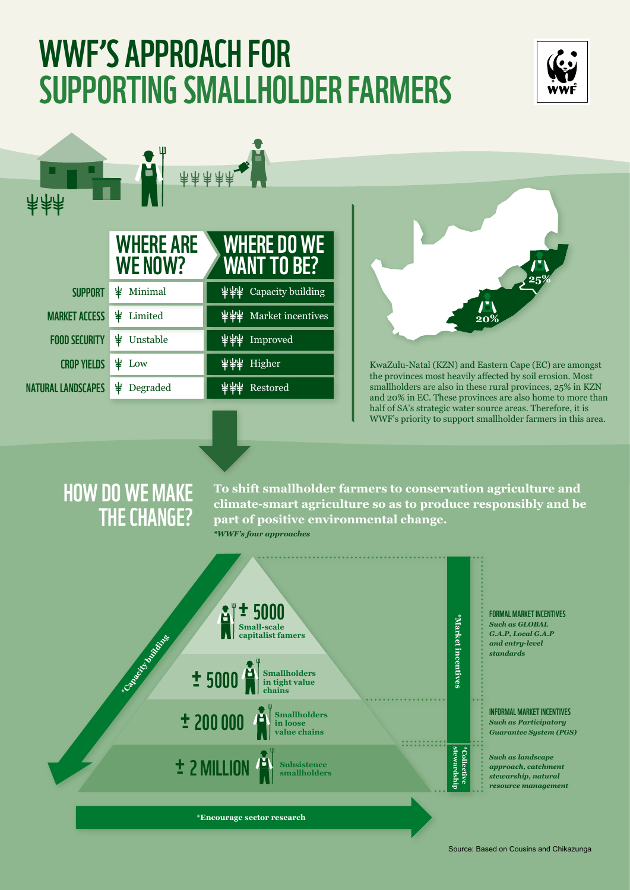# WWF'S APPROACH FOR SUPPORTING SMALLHOLDER FARMERS

| | WHERE ARE WE NOW? | WHERE DO WE WANT TO BE? |
|---|---|---|
| SUPPORT | Minimal | Capacity building |
| MARKET ACCESS | Limited | Market incentives |
| FOOD SECURITY | Unstable | Improved |
| CROP YIELDS | Low | Higher |
| NATURAL LANDSCAPES | Degraded | Restored |

25%

20%

KwaZulu-Natal (KZN) and Eastern Cape (EC) are amongst the provinces most heavily affected by soil erosion. Most smallholders are also in these rural provinces, 25% in KZN and 20% in EC. These provinces are also home to more than half of SA's strategic water source areas. Therefore, it is WWF's priority to support smallholder farmers in this area.

## HOW DO WE MAKE THE CHANGE?

**To shift smallholder farmers to conservation agriculture and climate-smart agriculture so as to produce responsibly and be part of positive environmental change.**

***WWF's four approaches**

*Capacity building

± 5000 Small-scale capitalist famers

± 5000 Smallholders in tight value chains

± 200 000 Smallholders in loose value chains

± 2 MILLION Subsistence smallholders

*Market incentives

*Collective stewardship

*Encourage sector research

FORMAL MARKET INCENTIVES

*Such as GLOBAL G.A.P, Local G.A.P and entry-level standards*

INFORMAL MARKET INCENTIVES

*Such as Participatory Guarantee System (PGS)*

*Such as landscape approach, catchment stewarship, natural resource management*

Source: Based on Cousins and Chikazunga